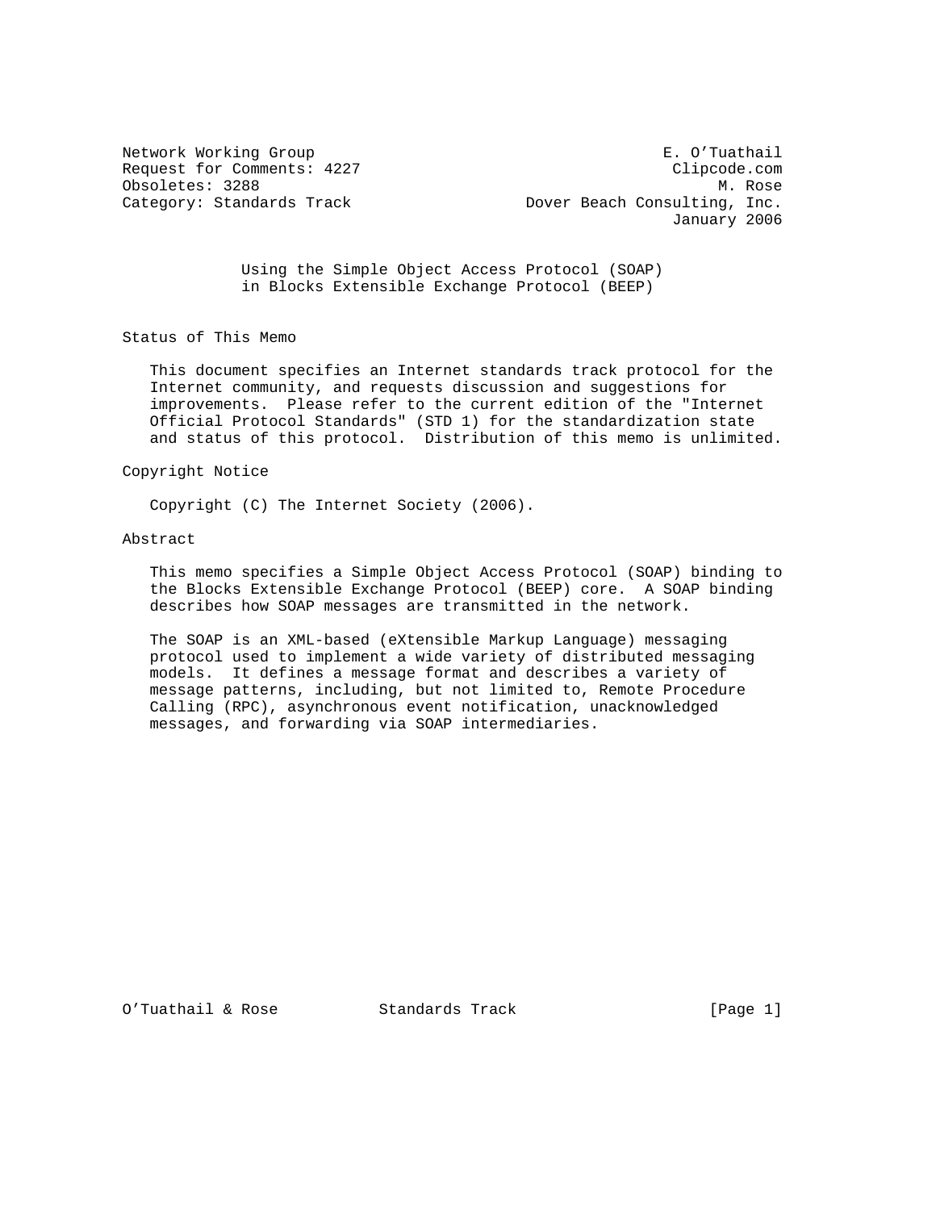Network Working Group E. O'Tuathail
Request for Comments: 4227 Clipcode.com
Obsoletes: 3288 M. Rose
Category: Standards Track Dover Beach Consulting, Inc.
January 2006

# Using the Simple Object Access Protocol (SOAP) in Blocks Extensible Exchange Protocol (BEEP)

## Status of This Memo

This document specifies an Internet standards track protocol for the Internet community, and requests discussion and suggestions for improvements. Please refer to the current edition of the "Internet Official Protocol Standards" (STD 1) for the standardization state and status of this protocol. Distribution of this memo is unlimited.

## Copyright Notice

Copyright (C) The Internet Society (2006).

## Abstract

This memo specifies a Simple Object Access Protocol (SOAP) binding to the Blocks Extensible Exchange Protocol (BEEP) core. A SOAP binding describes how SOAP messages are transmitted in the network.

The SOAP is an XML-based (eXtensible Markup Language) messaging protocol used to implement a wide variety of distributed messaging models. It defines a message format and describes a variety of message patterns, including, but not limited to, Remote Procedure Calling (RPC), asynchronous event notification, unacknowledged messages, and forwarding via SOAP intermediaries.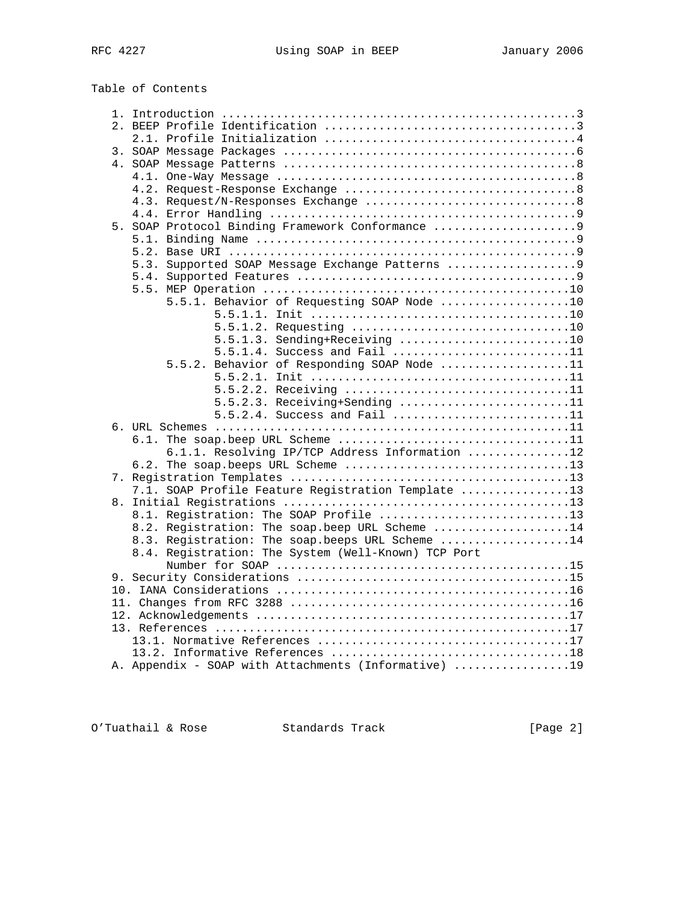Table of Contents

```
   1. Introduction ....................................................3
   2. BEEP Profile Identification .....................................3
      2.1. Profile Initialization .....................................4
   3. SOAP Message Packages ...........................................6
   4. SOAP Message Patterns ...........................................8
      4.1. One-Way Message ............................................8
      4.2. Request-Response Exchange ..................................8
      4.3. Request/N-Responses Exchange ...............................8
      4.4. Error Handling .............................................9
   5. SOAP Protocol Binding Framework Conformance .....................9
      5.1. Binding Name ...............................................9
      5.2. Base URI ...................................................9
      5.3. Supported SOAP Message Exchange Patterns ...................9
      5.4. Supported Features .........................................9
      5.5. MEP Operation .............................................10
           5.5.1. Behavior of Requesting SOAP Node ...................10
                  5.5.1.1. Init ......................................10
                  5.5.1.2. Requesting ................................10
                  5.5.1.3. Sending+Receiving .........................10
                  5.5.1.4. Success and Fail ..........................11
           5.5.2. Behavior of Responding SOAP Node ...................11
                  5.5.2.1. Init ......................................11
                  5.5.2.2. Receiving .................................11
                  5.5.2.3. Receiving+Sending .........................11
                  5.5.2.4. Success and Fail ..........................11
   6. URL Schemes ....................................................11
      6.1. The soap.beep URL Scheme ..................................11
           6.1.1. Resolving IP/TCP Address Information ...............12
      6.2. The soap.beeps URL Scheme .................................13
   7. Registration Templates .........................................13
      7.1. SOAP Profile Feature Registration Template ................13
   8. Initial Registrations ..........................................13
      8.1. Registration: The SOAP Profile ............................13
      8.2. Registration: The soap.beep URL Scheme ....................14
      8.3. Registration: The soap.beeps URL Scheme ...................14
      8.4. Registration: The System (Well-Known) TCP Port
           Number for SOAP ...........................................15
   9. Security Considerations ........................................15
   10. IANA Considerations ...........................................16
   11. Changes from RFC 3288 .........................................16
   12. Acknowledgements ..............................................17
   13. References ....................................................17
      13.1. Normative References .....................................17
      13.2. Informative References ...................................18
   A. Appendix - SOAP with Attachments (Informative) .................19
```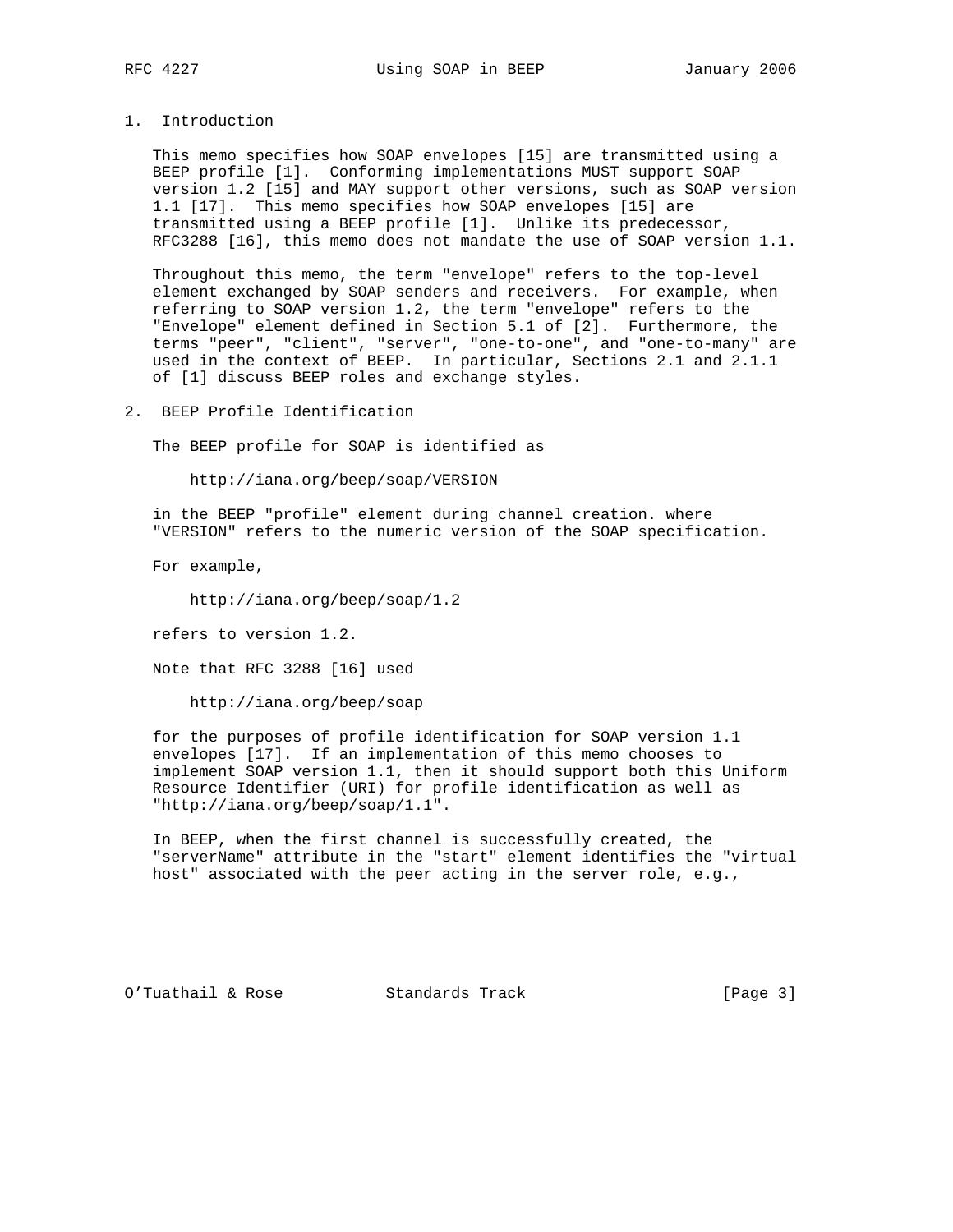## 1. Introduction

This memo specifies how SOAP envelopes [15] are transmitted using a BEEP profile [1]. Conforming implementations MUST support SOAP version 1.2 [15] and MAY support other versions, such as SOAP version 1.1 [17]. This memo specifies how SOAP envelopes [15] are transmitted using a BEEP profile [1]. Unlike its predecessor, RFC3288 [16], this memo does not mandate the use of SOAP version 1.1.

Throughout this memo, the term "envelope" refers to the top-level element exchanged by SOAP senders and receivers. For example, when referring to SOAP version 1.2, the term "envelope" refers to the "Envelope" element defined in Section 5.1 of [2]. Furthermore, the terms "peer", "client", "server", "one-to-one", and "one-to-many" are used in the context of BEEP. In particular, Sections 2.1 and 2.1.1 of [1] discuss BEEP roles and exchange styles.

## 2. BEEP Profile Identification

The BEEP profile for SOAP is identified as

```
http://iana.org/beep/soap/VERSION
```

in the BEEP "profile" element during channel creation. where "VERSION" refers to the numeric version of the SOAP specification.

For example,

```
http://iana.org/beep/soap/1.2
```

refers to version 1.2.

Note that RFC 3288 [16] used

```
http://iana.org/beep/soap
```

for the purposes of profile identification for SOAP version 1.1 envelopes [17]. If an implementation of this memo chooses to implement SOAP version 1.1, then it should support both this Uniform Resource Identifier (URI) for profile identification as well as "http://iana.org/beep/soap/1.1".

In BEEP, when the first channel is successfully created, the "serverName" attribute in the "start" element identifies the "virtual host" associated with the peer acting in the server role, e.g.,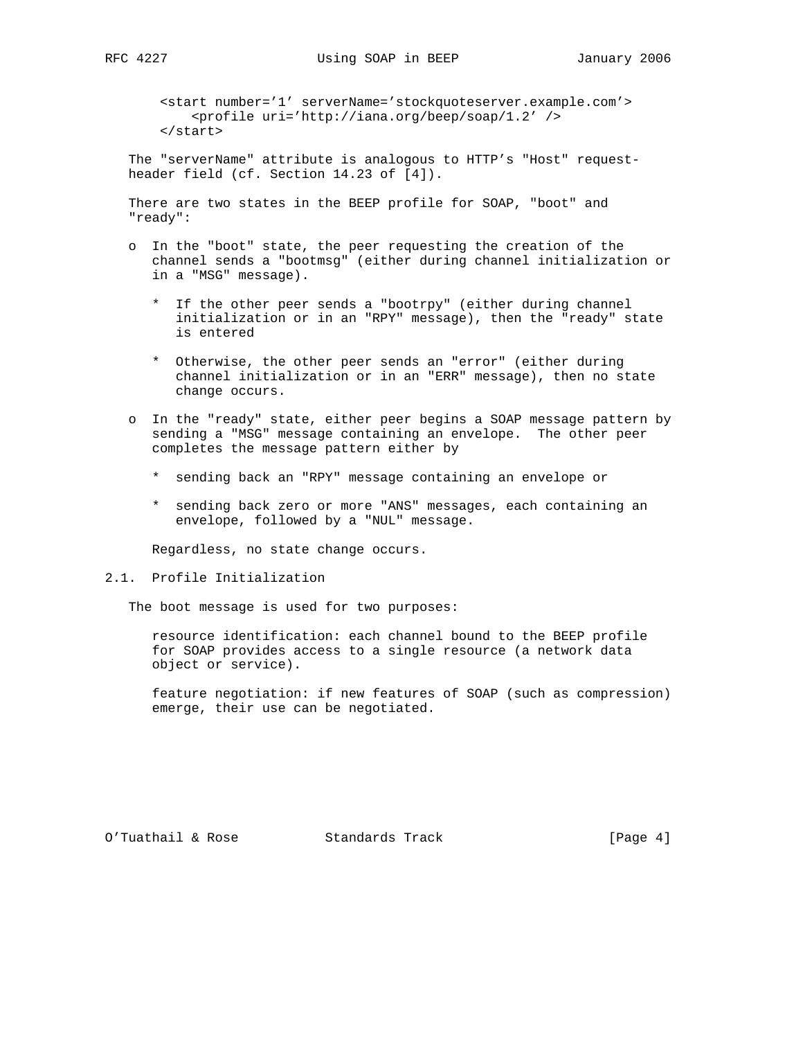```
<start number='1' serverName='stockquoteserver.example.com'>
    <profile uri='http://iana.org/beep/soap/1.2' />
</start>
```

The "serverName" attribute is analogous to HTTP's "Host" request-header field (cf. Section 14.23 of [4]).

There are two states in the BEEP profile for SOAP, "boot" and "ready":

- In the "boot" state, the peer requesting the creation of the channel sends a "bootmsg" (either during channel initialization or in a "MSG" message).
  - If the other peer sends a "bootrpy" (either during channel initialization or in an "RPY" message), then the "ready" state is entered
  - Otherwise, the other peer sends an "error" (either during channel initialization or in an "ERR" message), then no state change occurs.
- In the "ready" state, either peer begins a SOAP message pattern by sending a "MSG" message containing an envelope. The other peer completes the message pattern either by
  - sending back an "RPY" message containing an envelope or
  - sending back zero or more "ANS" messages, each containing an envelope, followed by a "NUL" message.

  Regardless, no state change occurs.

## 2.1. Profile Initialization

The boot message is used for two purposes:

resource identification: each channel bound to the BEEP profile for SOAP provides access to a single resource (a network data object or service).

feature negotiation: if new features of SOAP (such as compression) emerge, their use can be negotiated.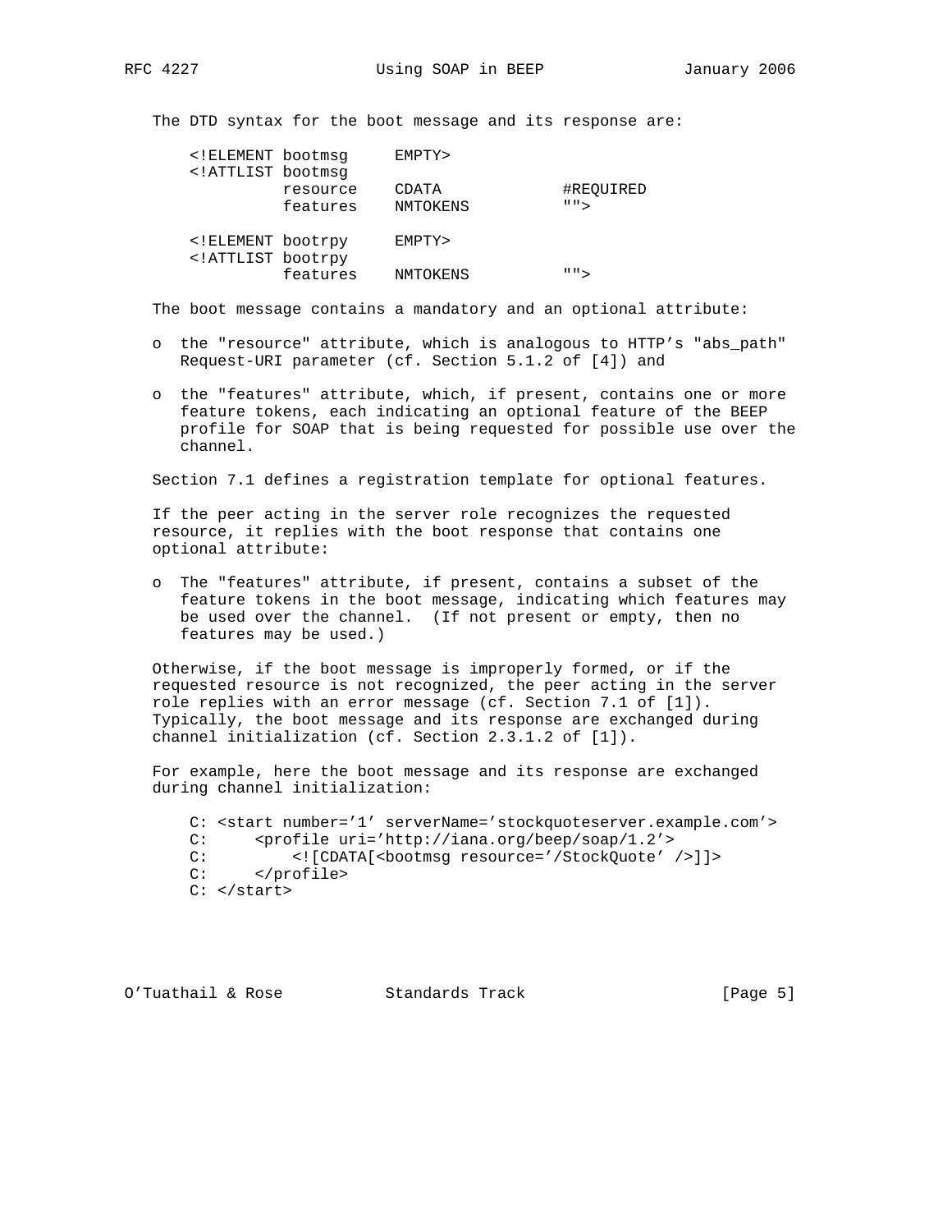The DTD syntax for the boot message and its response are:

```
<!ELEMENT bootmsg      EMPTY>
<!ATTLIST bootmsg
          resource    CDATA           #REQUIRED
          features    NMTOKENS        "">

<!ELEMENT bootrpy      EMPTY>
<!ATTLIST bootrpy
          features    NMTOKENS        "">
```

The boot message contains a mandatory and an optional attribute:

- the "resource" attribute, which is analogous to HTTP's "abs_path" Request-URI parameter (cf. Section 5.1.2 of [4]) and
- the "features" attribute, which, if present, contains one or more feature tokens, each indicating an optional feature of the BEEP profile for SOAP that is being requested for possible use over the channel.

Section 7.1 defines a registration template for optional features.

If the peer acting in the server role recognizes the requested resource, it replies with the boot response that contains one optional attribute:

- The "features" attribute, if present, contains a subset of the feature tokens in the boot message, indicating which features may be used over the channel. (If not present or empty, then no features may be used.)

Otherwise, if the boot message is improperly formed, or if the requested resource is not recognized, the peer acting in the server role replies with an error message (cf. Section 7.1 of [1]). Typically, the boot message and its response are exchanged during channel initialization (cf. Section 2.3.1.2 of [1]).

For example, here the boot message and its response are exchanged during channel initialization:

```
C: <start number='1' serverName='stockquoteserver.example.com'>
C:     <profile uri='http://iana.org/beep/soap/1.2'>
C:         <![CDATA[<bootmsg resource='/StockQuote' />]]>
C:     </profile>
C: </start>
```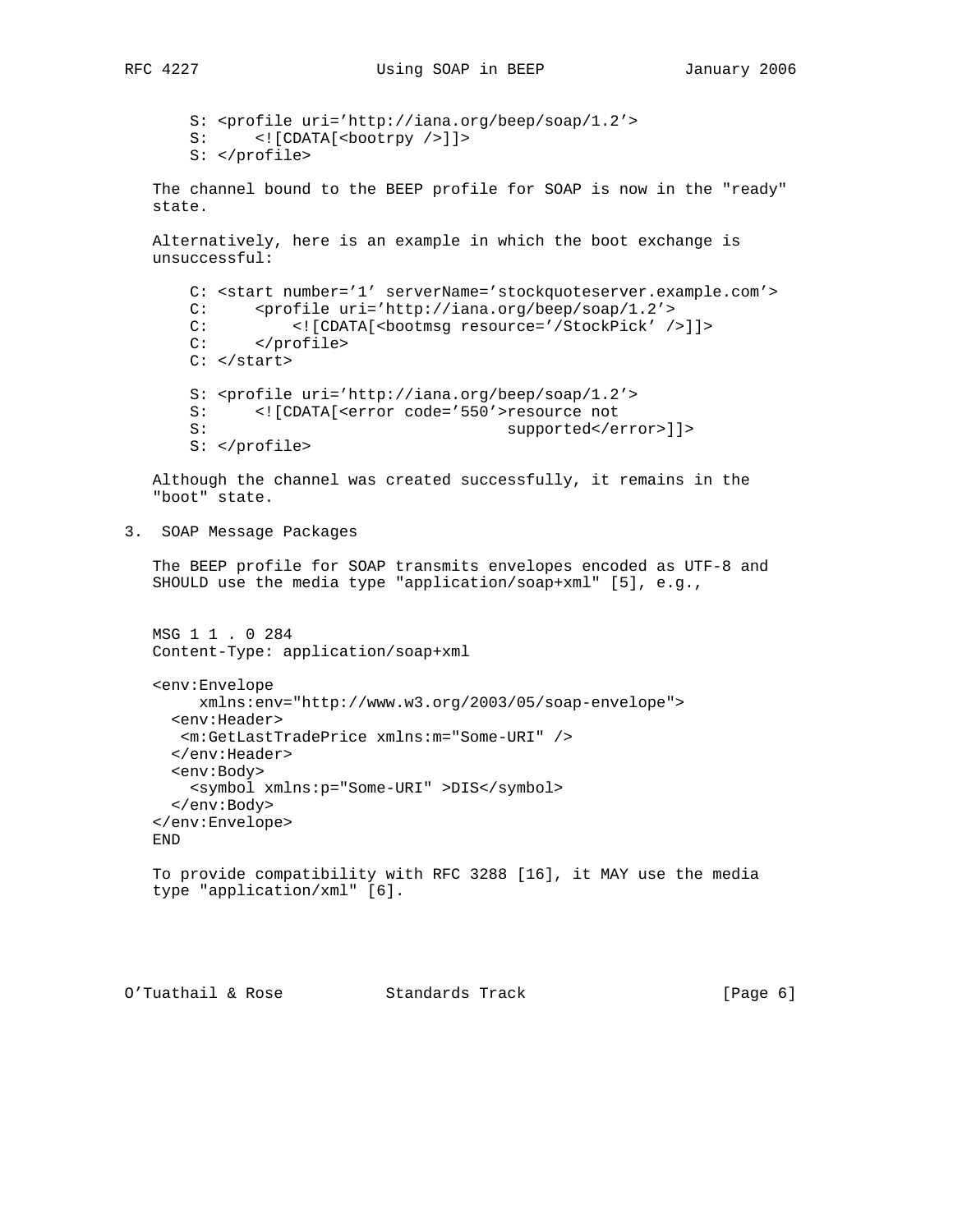```
S: <profile uri='http://iana.org/beep/soap/1.2'>
S:     <![CDATA[<bootrpy />]]>
S: </profile>
```

The channel bound to the BEEP profile for SOAP is now in the "ready" state.

Alternatively, here is an example in which the boot exchange is unsuccessful:

```
C: <start number='1' serverName='stockquoteserver.example.com'>
C:     <profile uri='http://iana.org/beep/soap/1.2'>
C:         <![CDATA[<bootmsg resource='/StockPick' />]]>
C:     </profile>
C: </start>

S: <profile uri='http://iana.org/beep/soap/1.2'>
S:     <![CDATA[<error code='550'>resource not
S:                                 supported</error>]]>
S: </profile>
```

Although the channel was created successfully, it remains in the "boot" state.

## 3. SOAP Message Packages

The BEEP profile for SOAP transmits envelopes encoded as UTF-8 and SHOULD use the media type "application/soap+xml" [5], e.g.,

```
MSG 1 1 . 0 284
Content-Type: application/soap+xml

<env:Envelope
     xmlns:env="http://www.w3.org/2003/05/soap-envelope">
  <env:Header>
   <m:GetLastTradePrice xmlns:m="Some-URI" />
  </env:Header>
  <env:Body>
    <symbol xmlns:p="Some-URI" >DIS</symbol>
  </env:Body>
</env:Envelope>
END
```

To provide compatibility with RFC 3288 [16], it MAY use the media type "application/xml" [6].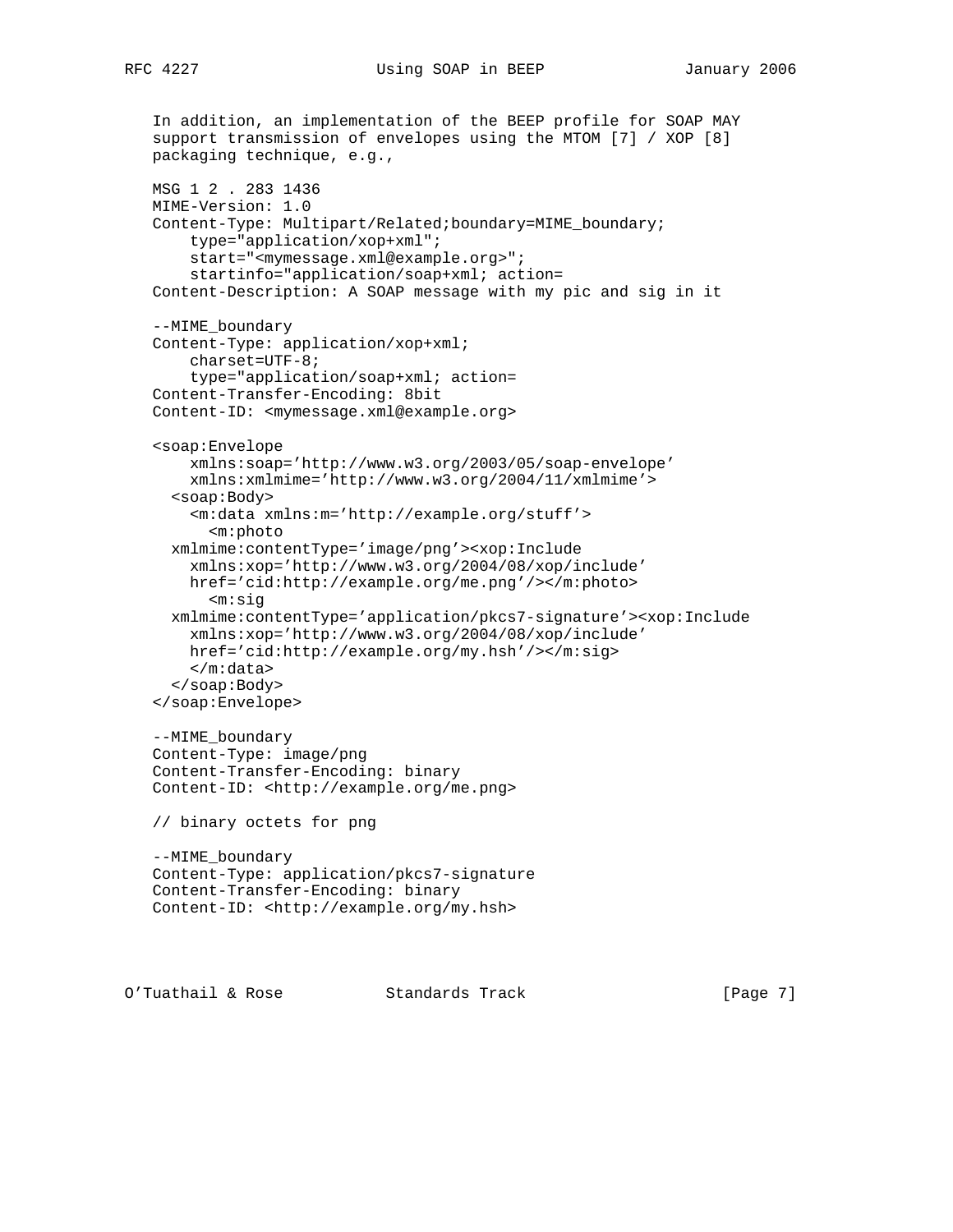In addition, an implementation of the BEEP profile for SOAP MAY support transmission of envelopes using the MTOM [7] / XOP [8] packaging technique, e.g.,

```
MSG 1 2 . 283 1436
MIME-Version: 1.0
Content-Type: Multipart/Related;boundary=MIME_boundary;
    type="application/xop+xml";
    start="<mymessage.xml@example.org>";
    startinfo="application/soap+xml; action=
Content-Description: A SOAP message with my pic and sig in it

--MIME_boundary
Content-Type: application/xop+xml;
    charset=UTF-8;
    type="application/soap+xml; action=
Content-Transfer-Encoding: 8bit
Content-ID: <mymessage.xml@example.org>

<soap:Envelope
    xmlns:soap='http://www.w3.org/2003/05/soap-envelope'
    xmlns:xmlmime='http://www.w3.org/2004/11/xmlmime'>
  <soap:Body>
    <m:data xmlns:m='http://example.org/stuff'>
      <m:photo
  xmlmime:contentType='image/png'><xop:Include
    xmlns:xop='http://www.w3.org/2004/08/xop/include'
    href='cid:http://example.org/me.png'/></m:photo>
      <m:sig
  xmlmime:contentType='application/pkcs7-signature'><xop:Include
    xmlns:xop='http://www.w3.org/2004/08/xop/include'
    href='cid:http://example.org/my.hsh'/></m:sig>
    </m:data>
  </soap:Body>
</soap:Envelope>

--MIME_boundary
Content-Type: image/png
Content-Transfer-Encoding: binary
Content-ID: <http://example.org/me.png>

// binary octets for png

--MIME_boundary
Content-Type: application/pkcs7-signature
Content-Transfer-Encoding: binary
Content-ID: <http://example.org/my.hsh>
```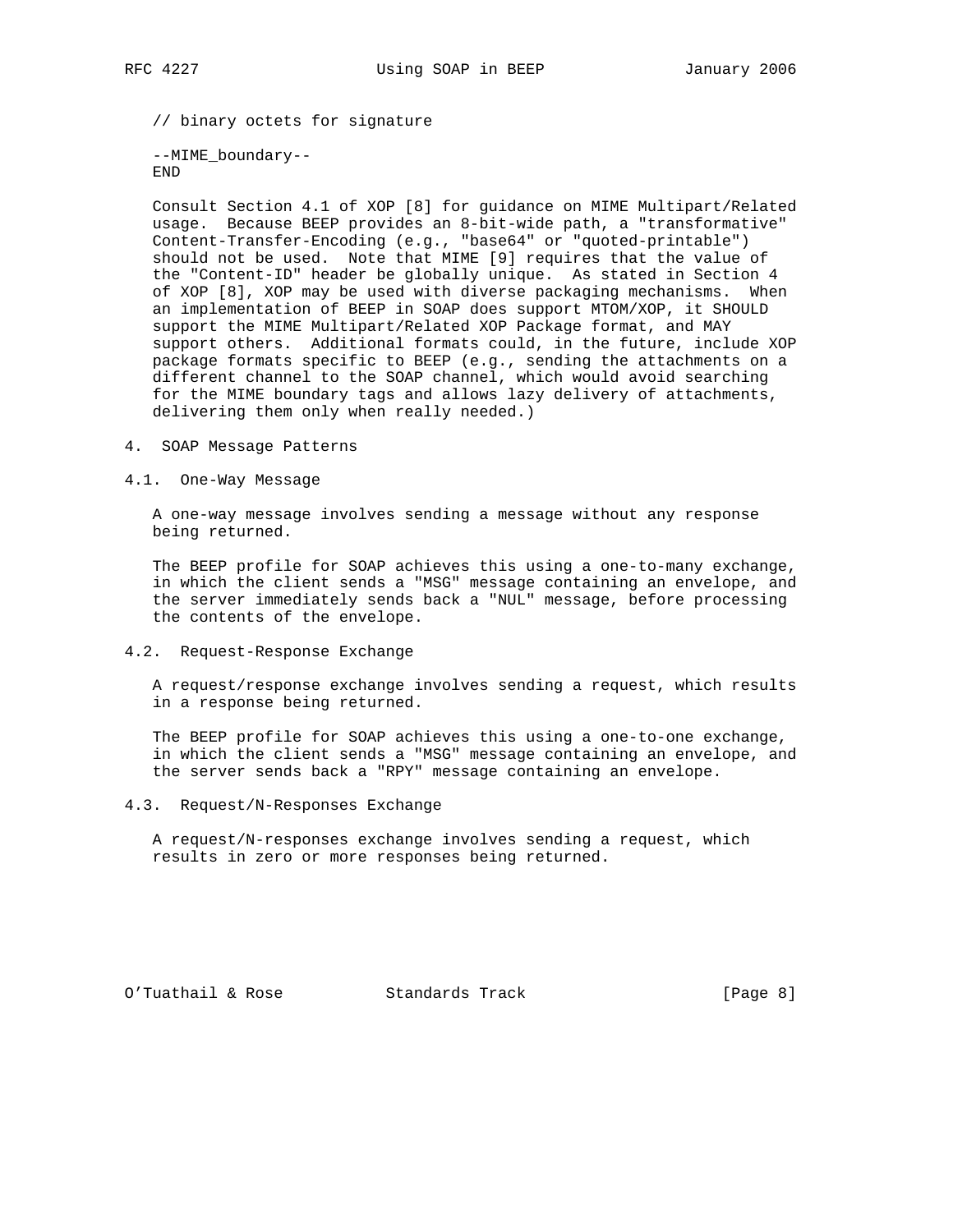```
// binary octets for signature

--MIME_boundary--
END
```

Consult Section 4.1 of XOP [8] for guidance on MIME Multipart/Related usage. Because BEEP provides an 8-bit-wide path, a "transformative" Content-Transfer-Encoding (e.g., "base64" or "quoted-printable") should not be used. Note that MIME [9] requires that the value of the "Content-ID" header be globally unique. As stated in Section 4 of XOP [8], XOP may be used with diverse packaging mechanisms. When an implementation of BEEP in SOAP does support MTOM/XOP, it SHOULD support the MIME Multipart/Related XOP Package format, and MAY support others. Additional formats could, in the future, include XOP package formats specific to BEEP (e.g., sending the attachments on a different channel to the SOAP channel, which would avoid searching for the MIME boundary tags and allows lazy delivery of attachments, delivering them only when really needed.)

## 4. SOAP Message Patterns

### 4.1. One-Way Message

A one-way message involves sending a message without any response being returned.

The BEEP profile for SOAP achieves this using a one-to-many exchange, in which the client sends a "MSG" message containing an envelope, and the server immediately sends back a "NUL" message, before processing the contents of the envelope.

### 4.2. Request-Response Exchange

A request/response exchange involves sending a request, which results in a response being returned.

The BEEP profile for SOAP achieves this using a one-to-one exchange, in which the client sends a "MSG" message containing an envelope, and the server sends back a "RPY" message containing an envelope.

### 4.3. Request/N-Responses Exchange

A request/N-responses exchange involves sending a request, which results in zero or more responses being returned.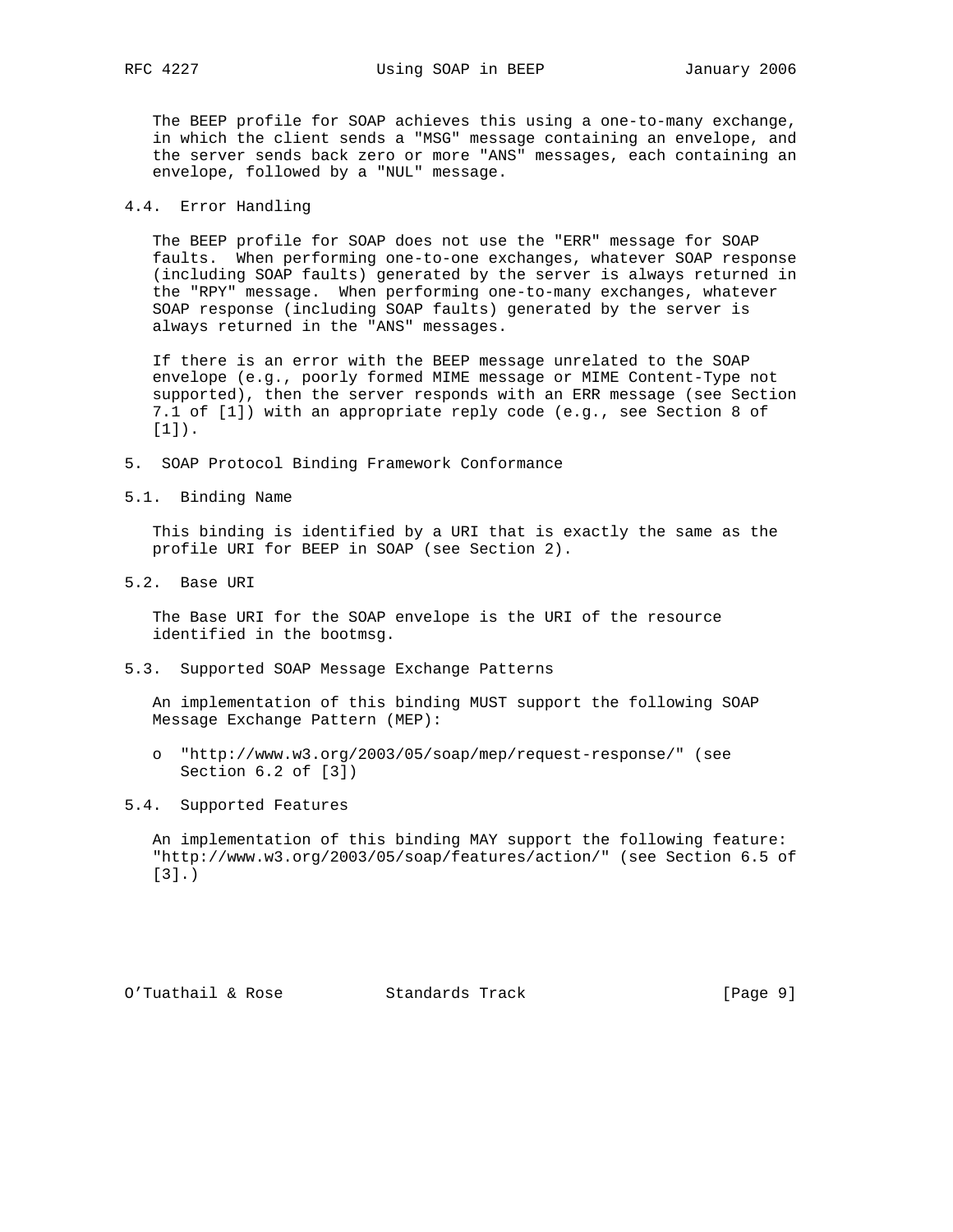The BEEP profile for SOAP achieves this using a one-to-many exchange, in which the client sends a "MSG" message containing an envelope, and the server sends back zero or more "ANS" messages, each containing an envelope, followed by a "NUL" message.

### 4.4. Error Handling

The BEEP profile for SOAP does not use the "ERR" message for SOAP faults. When performing one-to-one exchanges, whatever SOAP response (including SOAP faults) generated by the server is always returned in the "RPY" message. When performing one-to-many exchanges, whatever SOAP response (including SOAP faults) generated by the server is always returned in the "ANS" messages.

If there is an error with the BEEP message unrelated to the SOAP envelope (e.g., poorly formed MIME message or MIME Content-Type not supported), then the server responds with an ERR message (see Section 7.1 of [1]) with an appropriate reply code (e.g., see Section 8 of [1]).

## 5. SOAP Protocol Binding Framework Conformance

### 5.1. Binding Name

This binding is identified by a URI that is exactly the same as the profile URI for BEEP in SOAP (see Section 2).

### 5.2. Base URI

The Base URI for the SOAP envelope is the URI of the resource identified in the bootmsg.

### 5.3. Supported SOAP Message Exchange Patterns

An implementation of this binding MUST support the following SOAP Message Exchange Pattern (MEP):

- "http://www.w3.org/2003/05/soap/mep/request-response/" (see Section 6.2 of [3])

### 5.4. Supported Features

An implementation of this binding MAY support the following feature: "http://www.w3.org/2003/05/soap/features/action/" (see Section 6.5 of [3].)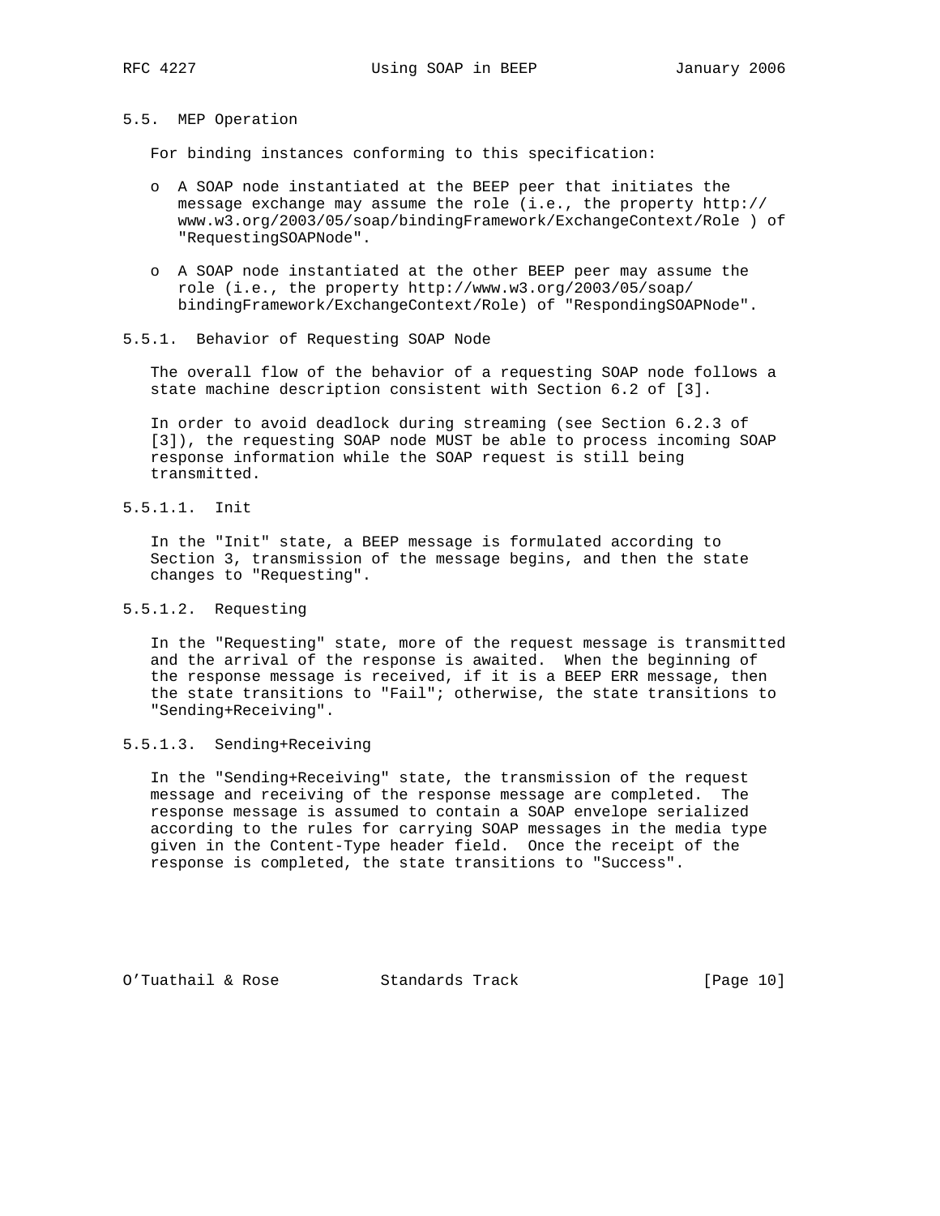## 5.5. MEP Operation

For binding instances conforming to this specification:

- A SOAP node instantiated at the BEEP peer that initiates the message exchange may assume the role (i.e., the property http://www.w3.org/2003/05/soap/bindingFramework/ExchangeContext/Role ) of "RequestingSOAPNode".
- A SOAP node instantiated at the other BEEP peer may assume the role (i.e., the property http://www.w3.org/2003/05/soap/bindingFramework/ExchangeContext/Role) of "RespondingSOAPNode".

### 5.5.1. Behavior of Requesting SOAP Node

The overall flow of the behavior of a requesting SOAP node follows a state machine description consistent with Section 6.2 of [3].

In order to avoid deadlock during streaming (see Section 6.2.3 of [3]), the requesting SOAP node MUST be able to process incoming SOAP response information while the SOAP request is still being transmitted.

#### 5.5.1.1. Init

In the "Init" state, a BEEP message is formulated according to Section 3, transmission of the message begins, and then the state changes to "Requesting".

#### 5.5.1.2. Requesting

In the "Requesting" state, more of the request message is transmitted and the arrival of the response is awaited. When the beginning of the response message is received, if it is a BEEP ERR message, then the state transitions to "Fail"; otherwise, the state transitions to "Sending+Receiving".

#### 5.5.1.3. Sending+Receiving

In the "Sending+Receiving" state, the transmission of the request message and receiving of the response message are completed. The response message is assumed to contain a SOAP envelope serialized according to the rules for carrying SOAP messages in the media type given in the Content-Type header field. Once the receipt of the response is completed, the state transitions to "Success".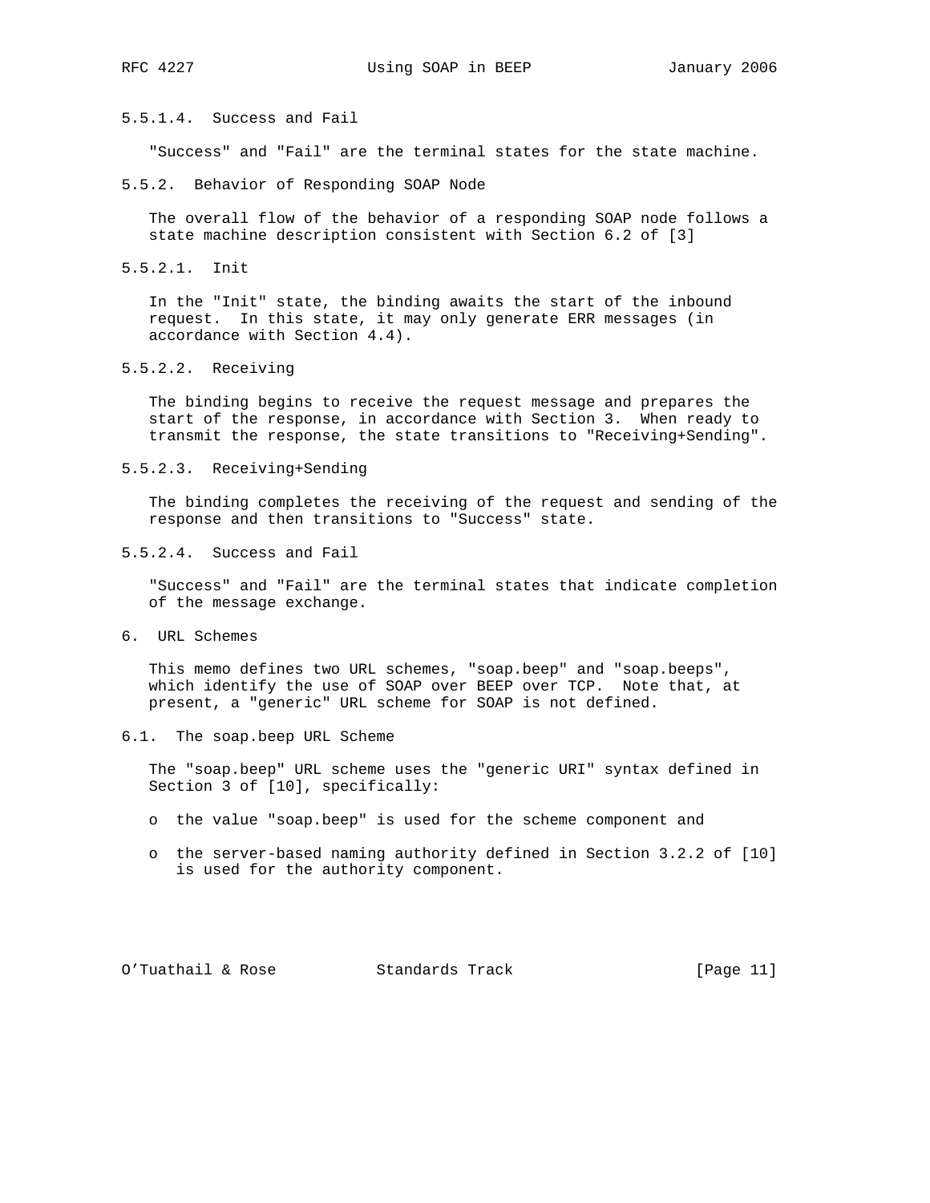#### 5.5.1.4. Success and Fail

"Success" and "Fail" are the terminal states for the state machine.

### 5.5.2. Behavior of Responding SOAP Node

The overall flow of the behavior of a responding SOAP node follows a state machine description consistent with Section 6.2 of [3]

#### 5.5.2.1. Init

In the "Init" state, the binding awaits the start of the inbound request. In this state, it may only generate ERR messages (in accordance with Section 4.4).

#### 5.5.2.2. Receiving

The binding begins to receive the request message and prepares the start of the response, in accordance with Section 3. When ready to transmit the response, the state transitions to "Receiving+Sending".

#### 5.5.2.3. Receiving+Sending

The binding completes the receiving of the request and sending of the response and then transitions to "Success" state.

#### 5.5.2.4. Success and Fail

"Success" and "Fail" are the terminal states that indicate completion of the message exchange.

# 6. URL Schemes

This memo defines two URL schemes, "soap.beep" and "soap.beeps", which identify the use of SOAP over BEEP over TCP. Note that, at present, a "generic" URL scheme for SOAP is not defined.

## 6.1. The soap.beep URL Scheme

The "soap.beep" URL scheme uses the "generic URI" syntax defined in Section 3 of [10], specifically:

- the value "soap.beep" is used for the scheme component and
- the server-based naming authority defined in Section 3.2.2 of [10] is used for the authority component.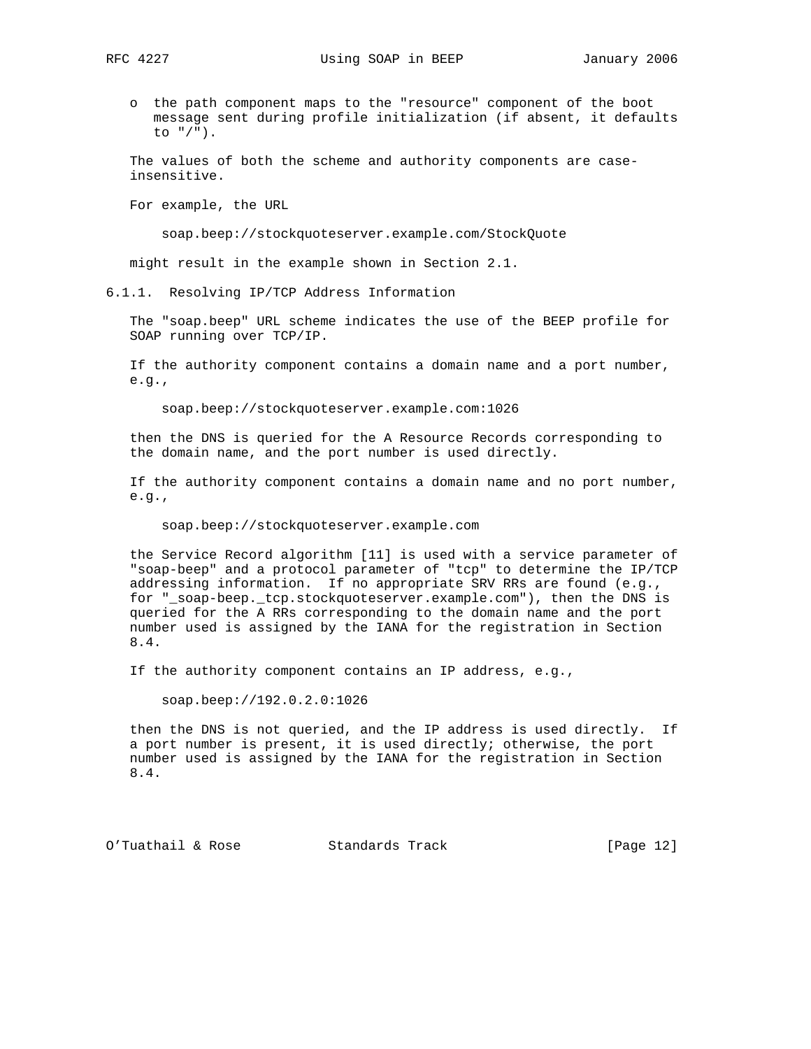- the path component maps to the "resource" component of the boot message sent during profile initialization (if absent, it defaults to "/").

The values of both the scheme and authority components are case-insensitive.

For example, the URL

```
soap.beep://stockquoteserver.example.com/StockQuote
```

might result in the example shown in Section 2.1.

### 6.1.1. Resolving IP/TCP Address Information

The "soap.beep" URL scheme indicates the use of the BEEP profile for SOAP running over TCP/IP.

If the authority component contains a domain name and a port number, e.g.,

```
soap.beep://stockquoteserver.example.com:1026
```

then the DNS is queried for the A Resource Records corresponding to the domain name, and the port number is used directly.

If the authority component contains a domain name and no port number, e.g.,

```
soap.beep://stockquoteserver.example.com
```

the Service Record algorithm [11] is used with a service parameter of "soap-beep" and a protocol parameter of "tcp" to determine the IP/TCP addressing information. If no appropriate SRV RRs are found (e.g., for "_soap-beep._tcp.stockquoteserver.example.com"), then the DNS is queried for the A RRs corresponding to the domain name and the port number used is assigned by the IANA for the registration in Section 8.4.

If the authority component contains an IP address, e.g.,

```
soap.beep://192.0.2.0:1026
```

then the DNS is not queried, and the IP address is used directly. If a port number is present, it is used directly; otherwise, the port number used is assigned by the IANA for the registration in Section 8.4.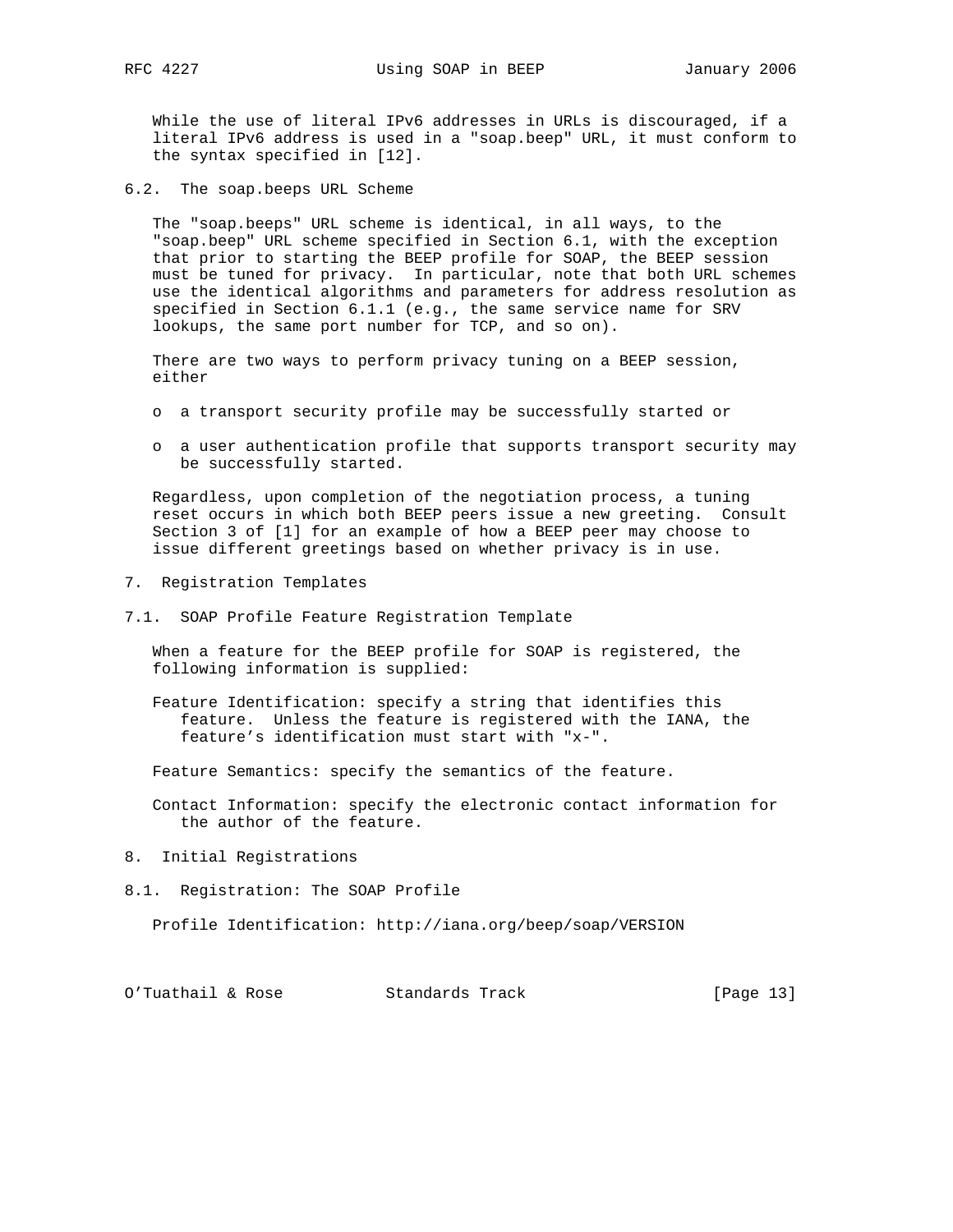While the use of literal IPv6 addresses in URLs is discouraged, if a literal IPv6 address is used in a "soap.beep" URL, it must conform to the syntax specified in [12].

### 6.2. The soap.beeps URL Scheme

The "soap.beeps" URL scheme is identical, in all ways, to the "soap.beep" URL scheme specified in Section 6.1, with the exception that prior to starting the BEEP profile for SOAP, the BEEP session must be tuned for privacy. In particular, note that both URL schemes use the identical algorithms and parameters for address resolution as specified in Section 6.1.1 (e.g., the same service name for SRV lookups, the same port number for TCP, and so on).

There are two ways to perform privacy tuning on a BEEP session, either

- a transport security profile may be successfully started or
- a user authentication profile that supports transport security may be successfully started.

Regardless, upon completion of the negotiation process, a tuning reset occurs in which both BEEP peers issue a new greeting. Consult Section 3 of [1] for an example of how a BEEP peer may choose to issue different greetings based on whether privacy is in use.

## 7. Registration Templates

### 7.1. SOAP Profile Feature Registration Template

When a feature for the BEEP profile for SOAP is registered, the following information is supplied:

Feature Identification: specify a string that identifies this feature. Unless the feature is registered with the IANA, the feature's identification must start with "x-".

Feature Semantics: specify the semantics of the feature.

Contact Information: specify the electronic contact information for the author of the feature.

## 8. Initial Registrations

### 8.1. Registration: The SOAP Profile

Profile Identification: http://iana.org/beep/soap/VERSION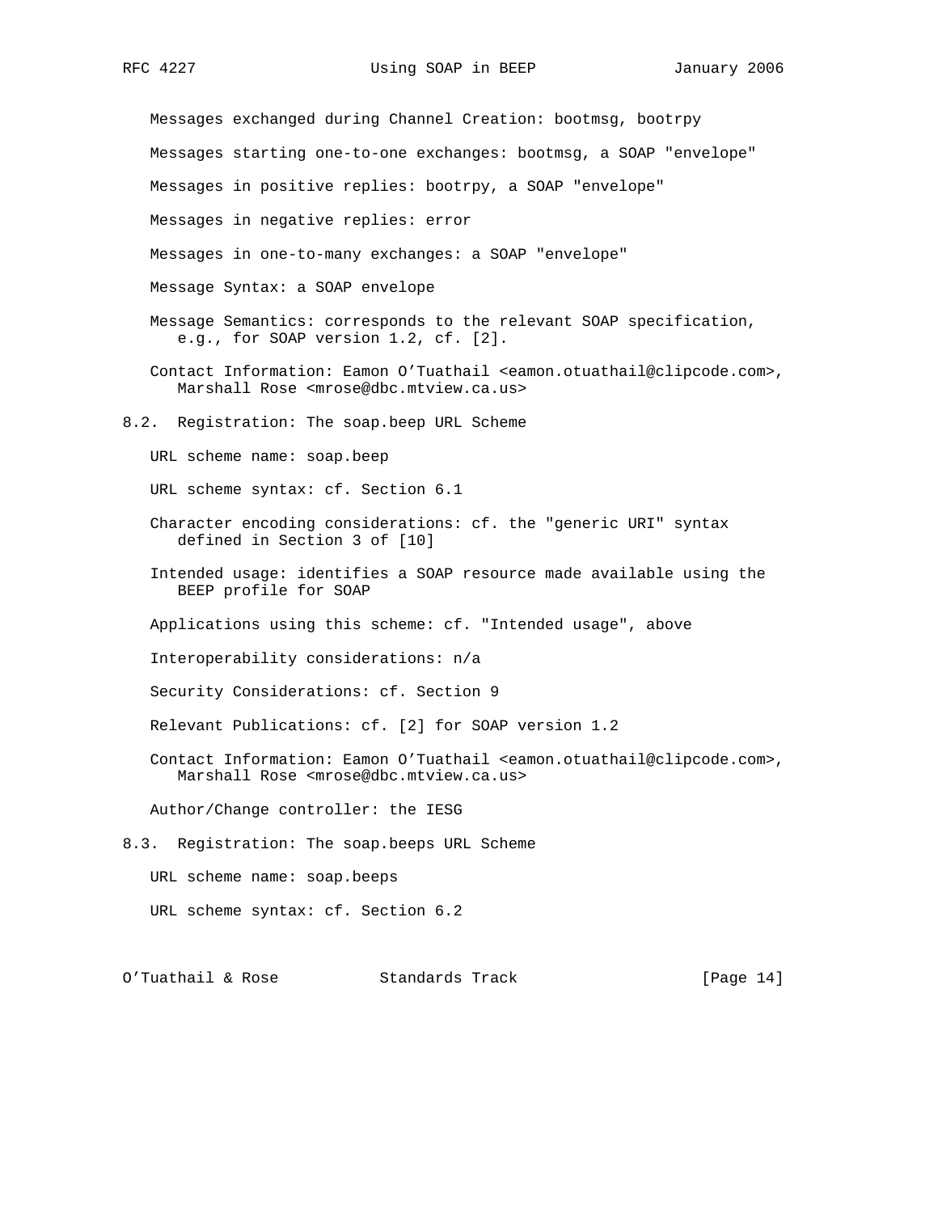Messages exchanged during Channel Creation: bootmsg, bootrpy

Messages starting one-to-one exchanges: bootmsg, a SOAP "envelope"

Messages in positive replies: bootrpy, a SOAP "envelope"

Messages in negative replies: error

Messages in one-to-many exchanges: a SOAP "envelope"

Message Syntax: a SOAP envelope

Message Semantics: corresponds to the relevant SOAP specification, e.g., for SOAP version 1.2, cf. [2].

Contact Information: Eamon O'Tuathail <eamon.otuathail@clipcode.com>, Marshall Rose <mrose@dbc.mtview.ca.us>

## 8.2. Registration: The soap.beep URL Scheme

URL scheme name: soap.beep

URL scheme syntax: cf. Section 6.1

Character encoding considerations: cf. the "generic URI" syntax defined in Section 3 of [10]

Intended usage: identifies a SOAP resource made available using the BEEP profile for SOAP

Applications using this scheme: cf. "Intended usage", above

Interoperability considerations: n/a

Security Considerations: cf. Section 9

Relevant Publications: cf. [2] for SOAP version 1.2

Contact Information: Eamon O'Tuathail <eamon.otuathail@clipcode.com>, Marshall Rose <mrose@dbc.mtview.ca.us>

Author/Change controller: the IESG

## 8.3. Registration: The soap.beeps URL Scheme

URL scheme name: soap.beeps

URL scheme syntax: cf. Section 6.2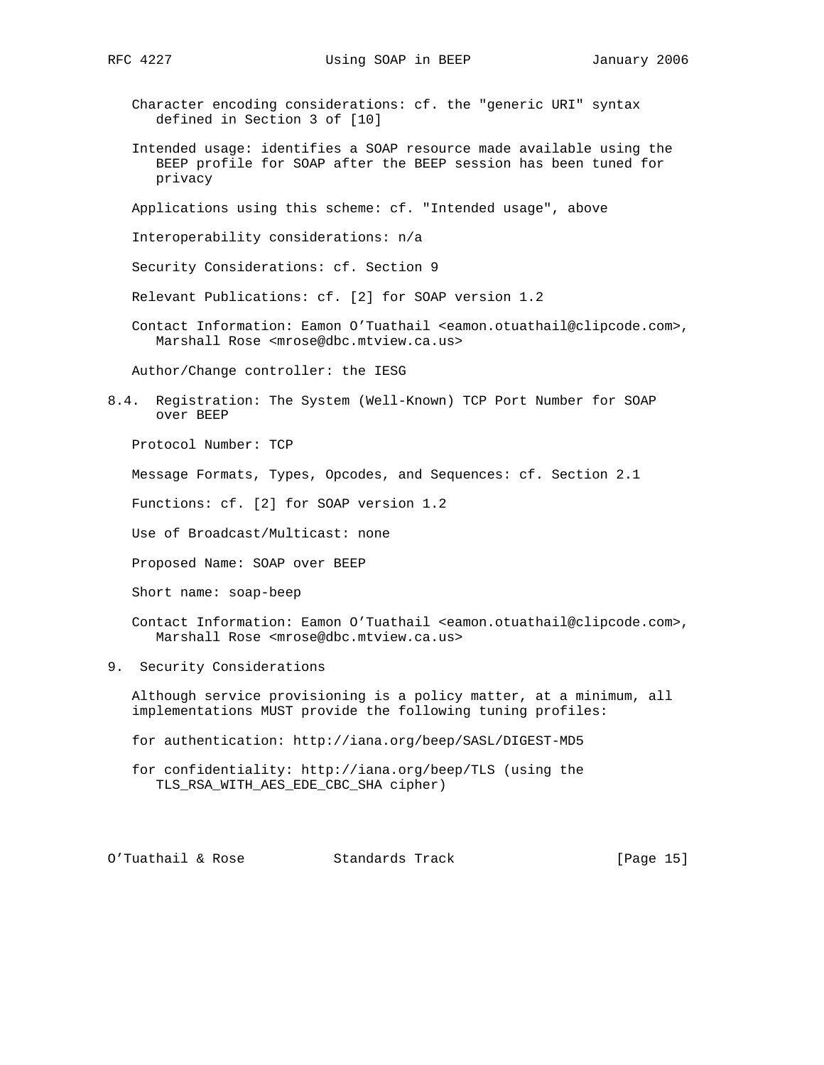Character encoding considerations: cf. the "generic URI" syntax defined in Section 3 of [10]

Intended usage: identifies a SOAP resource made available using the BEEP profile for SOAP after the BEEP session has been tuned for privacy

Applications using this scheme: cf. "Intended usage", above

Interoperability considerations: n/a

Security Considerations: cf. Section 9

Relevant Publications: cf. [2] for SOAP version 1.2

Contact Information: Eamon O'Tuathail <eamon.otuathail@clipcode.com>, Marshall Rose <mrose@dbc.mtview.ca.us>

Author/Change controller: the IESG

### 8.4. Registration: The System (Well-Known) TCP Port Number for SOAP over BEEP

Protocol Number: TCP

Message Formats, Types, Opcodes, and Sequences: cf. Section 2.1

Functions: cf. [2] for SOAP version 1.2

Use of Broadcast/Multicast: none

Proposed Name: SOAP over BEEP

Short name: soap-beep

Contact Information: Eamon O'Tuathail <eamon.otuathail@clipcode.com>, Marshall Rose <mrose@dbc.mtview.ca.us>

## 9. Security Considerations

Although service provisioning is a policy matter, at a minimum, all implementations MUST provide the following tuning profiles:

for authentication: http://iana.org/beep/SASL/DIGEST-MD5

for confidentiality: http://iana.org/beep/TLS (using the TLS_RSA_WITH_AES_EDE_CBC_SHA cipher)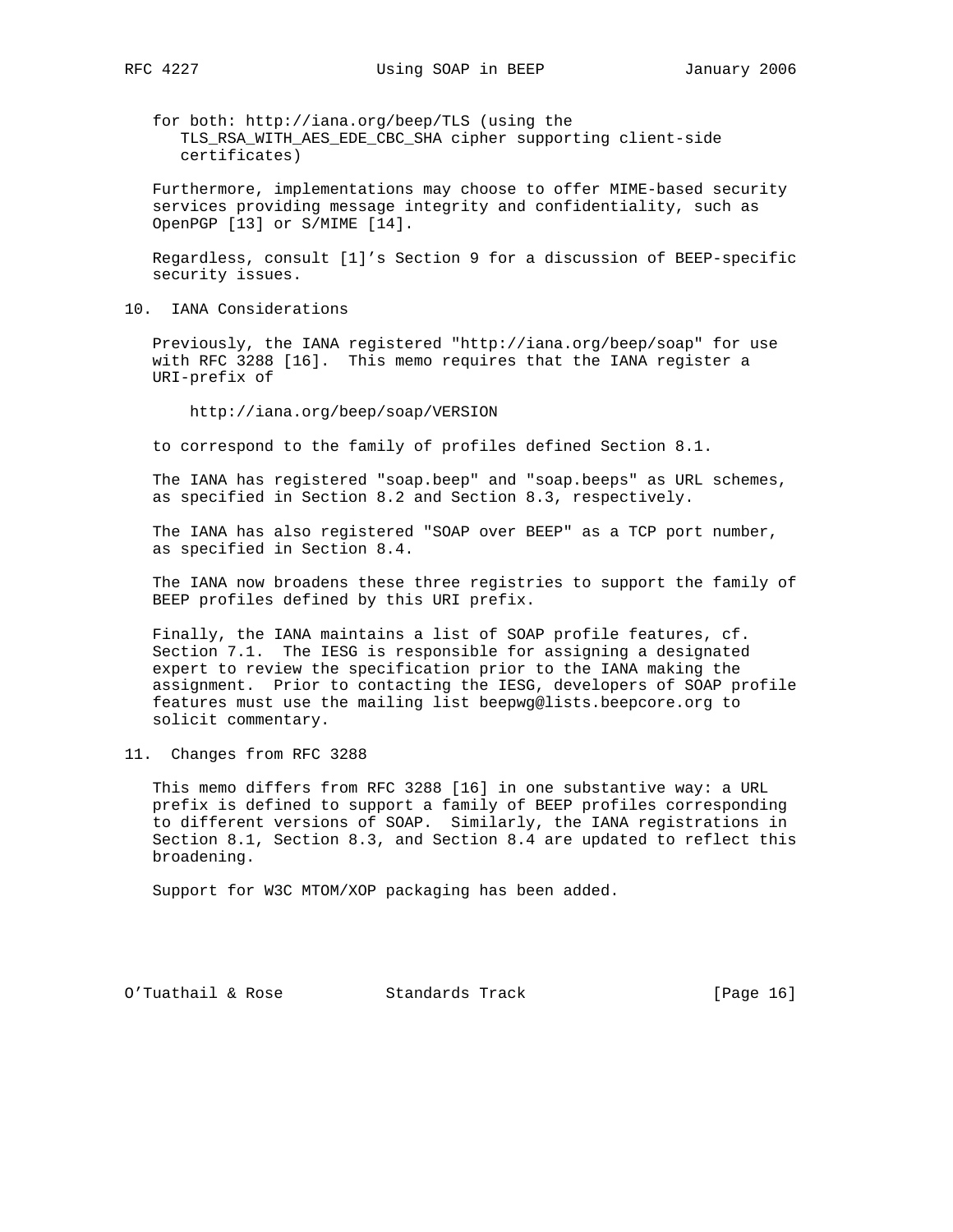for both: http://iana.org/beep/TLS (using the TLS_RSA_WITH_AES_EDE_CBC_SHA cipher supporting client-side certificates)

Furthermore, implementations may choose to offer MIME-based security services providing message integrity and confidentiality, such as OpenPGP [13] or S/MIME [14].

Regardless, consult [1]’s Section 9 for a discussion of BEEP-specific security issues.

## 10. IANA Considerations

Previously, the IANA registered "http://iana.org/beep/soap" for use with RFC 3288 [16]. This memo requires that the IANA register a URI-prefix of

```
http://iana.org/beep/soap/VERSION
```

to correspond to the family of profiles defined Section 8.1.

The IANA has registered "soap.beep" and "soap.beeps" as URL schemes, as specified in Section 8.2 and Section 8.3, respectively.

The IANA has also registered "SOAP over BEEP" as a TCP port number, as specified in Section 8.4.

The IANA now broadens these three registries to support the family of BEEP profiles defined by this URI prefix.

Finally, the IANA maintains a list of SOAP profile features, cf. Section 7.1. The IESG is responsible for assigning a designated expert to review the specification prior to the IANA making the assignment. Prior to contacting the IESG, developers of SOAP profile features must use the mailing list beepwg@lists.beepcore.org to solicit commentary.

## 11. Changes from RFC 3288

This memo differs from RFC 3288 [16] in one substantive way: a URL prefix is defined to support a family of BEEP profiles corresponding to different versions of SOAP. Similarly, the IANA registrations in Section 8.1, Section 8.3, and Section 8.4 are updated to reflect this broadening.

Support for W3C MTOM/XOP packaging has been added.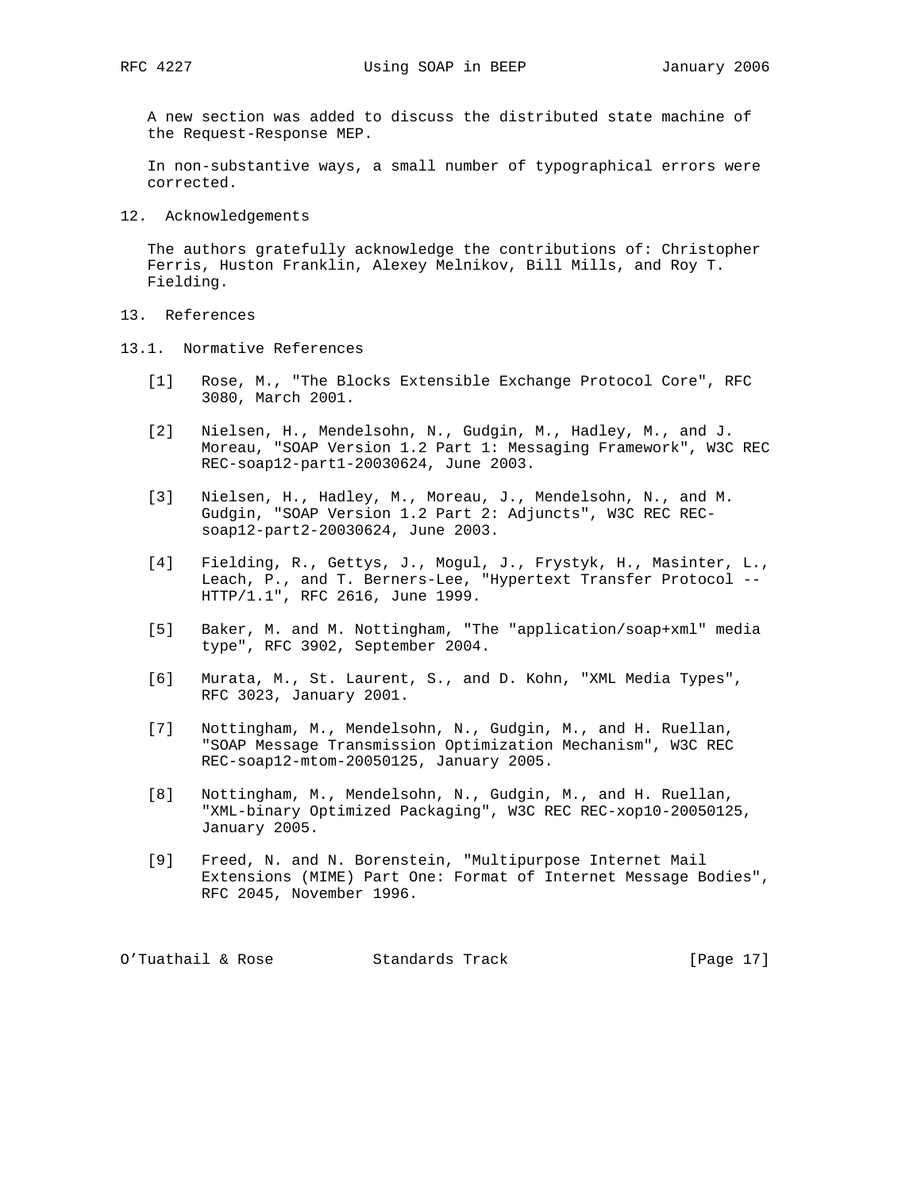A new section was added to discuss the distributed state machine of the Request-Response MEP.

In non-substantive ways, a small number of typographical errors were corrected.

## 12. Acknowledgements

The authors gratefully acknowledge the contributions of: Christopher Ferris, Huston Franklin, Alexey Melnikov, Bill Mills, and Roy T. Fielding.

## 13. References

### 13.1. Normative References

[1] Rose, M., "The Blocks Extensible Exchange Protocol Core", RFC 3080, March 2001.

[2] Nielsen, H., Mendelsohn, N., Gudgin, M., Hadley, M., and J. Moreau, "SOAP Version 1.2 Part 1: Messaging Framework", W3C REC REC-soap12-part1-20030624, June 2003.

[3] Nielsen, H., Hadley, M., Moreau, J., Mendelsohn, N., and M. Gudgin, "SOAP Version 1.2 Part 2: Adjuncts", W3C REC REC-soap12-part2-20030624, June 2003.

[4] Fielding, R., Gettys, J., Mogul, J., Frystyk, H., Masinter, L., Leach, P., and T. Berners-Lee, "Hypertext Transfer Protocol -- HTTP/1.1", RFC 2616, June 1999.

[5] Baker, M. and M. Nottingham, "The "application/soap+xml" media type", RFC 3902, September 2004.

[6] Murata, M., St. Laurent, S., and D. Kohn, "XML Media Types", RFC 3023, January 2001.

[7] Nottingham, M., Mendelsohn, N., Gudgin, M., and H. Ruellan, "SOAP Message Transmission Optimization Mechanism", W3C REC REC-soap12-mtom-20050125, January 2005.

[8] Nottingham, M., Mendelsohn, N., Gudgin, M., and H. Ruellan, "XML-binary Optimized Packaging", W3C REC REC-xop10-20050125, January 2005.

[9] Freed, N. and N. Borenstein, "Multipurpose Internet Mail Extensions (MIME) Part One: Format of Internet Message Bodies", RFC 2045, November 1996.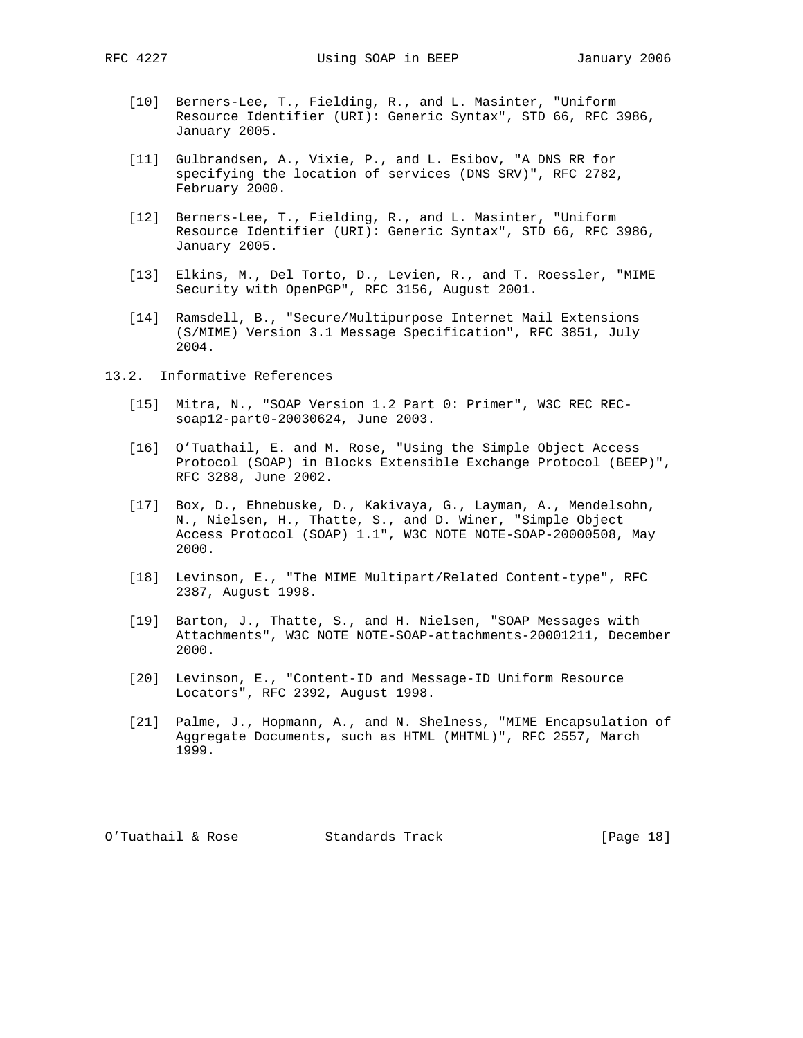[10] Berners-Lee, T., Fielding, R., and L. Masinter, "Uniform Resource Identifier (URI): Generic Syntax", STD 66, RFC 3986, January 2005.

[11] Gulbrandsen, A., Vixie, P., and L. Esibov, "A DNS RR for specifying the location of services (DNS SRV)", RFC 2782, February 2000.

[12] Berners-Lee, T., Fielding, R., and L. Masinter, "Uniform Resource Identifier (URI): Generic Syntax", STD 66, RFC 3986, January 2005.

[13] Elkins, M., Del Torto, D., Levien, R., and T. Roessler, "MIME Security with OpenPGP", RFC 3156, August 2001.

[14] Ramsdell, B., "Secure/Multipurpose Internet Mail Extensions (S/MIME) Version 3.1 Message Specification", RFC 3851, July 2004.

## 13.2. Informative References

[15] Mitra, N., "SOAP Version 1.2 Part 0: Primer", W3C REC REC-soap12-part0-20030624, June 2003.

[16] O'Tuathail, E. and M. Rose, "Using the Simple Object Access Protocol (SOAP) in Blocks Extensible Exchange Protocol (BEEP)", RFC 3288, June 2002.

[17] Box, D., Ehnebuske, D., Kakivaya, G., Layman, A., Mendelsohn, N., Nielsen, H., Thatte, S., and D. Winer, "Simple Object Access Protocol (SOAP) 1.1", W3C NOTE NOTE-SOAP-20000508, May 2000.

[18] Levinson, E., "The MIME Multipart/Related Content-type", RFC 2387, August 1998.

[19] Barton, J., Thatte, S., and H. Nielsen, "SOAP Messages with Attachments", W3C NOTE NOTE-SOAP-attachments-20001211, December 2000.

[20] Levinson, E., "Content-ID and Message-ID Uniform Resource Locators", RFC 2392, August 1998.

[21] Palme, J., Hopmann, A., and N. Shelness, "MIME Encapsulation of Aggregate Documents, such as HTML (MHTML)", RFC 2557, March 1999.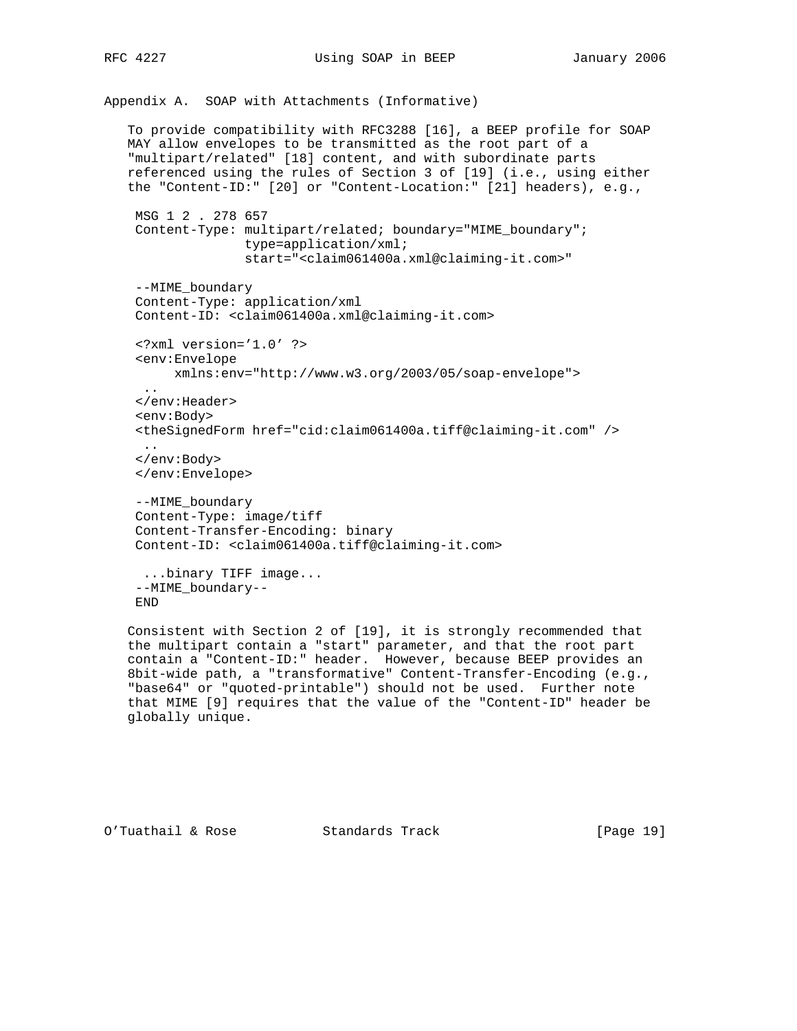## Appendix A. SOAP with Attachments (Informative)

To provide compatibility with RFC3288 [16], a BEEP profile for SOAP MAY allow envelopes to be transmitted as the root part of a "multipart/related" [18] content, and with subordinate parts referenced using the rules of Section 3 of [19] (i.e., using either the "Content-ID:" [20] or "Content-Location:" [21] headers), e.g.,

```
MSG 1 2 . 278 657
Content-Type: multipart/related; boundary="MIME_boundary";
              type=application/xml;
              start="<claim061400a.xml@claiming-it.com>"

--MIME_boundary
Content-Type: application/xml
Content-ID: <claim061400a.xml@claiming-it.com>

<?xml version='1.0' ?>
<env:Envelope
     xmlns:env="http://www.w3.org/2003/05/soap-envelope">
 ..
</env:Header>
<env:Body>
<theSignedForm href="cid:claim061400a.tiff@claiming-it.com" />
 ..
</env:Body>
</env:Envelope>

--MIME_boundary
Content-Type: image/tiff
Content-Transfer-Encoding: binary
Content-ID: <claim061400a.tiff@claiming-it.com>

 ...binary TIFF image...
--MIME_boundary--
END
```

Consistent with Section 2 of [19], it is strongly recommended that the multipart contain a "start" parameter, and that the root part contain a "Content-ID:" header. However, because BEEP provides an 8bit-wide path, a "transformative" Content-Transfer-Encoding (e.g., "base64" or "quoted-printable") should not be used. Further note that MIME [9] requires that the value of the "Content-ID" header be globally unique.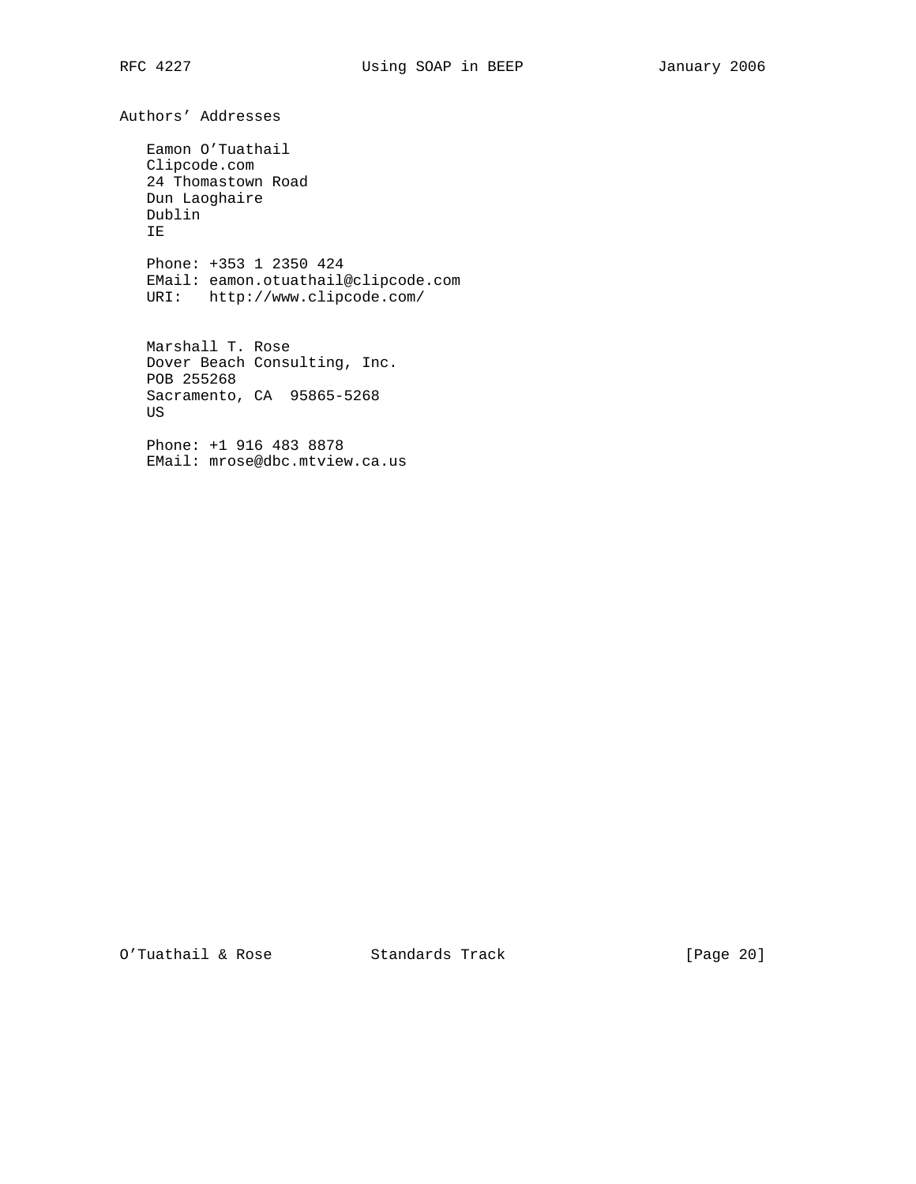# Authors' Addresses

Eamon O'Tuathail
Clipcode.com
24 Thomastown Road
Dun Laoghaire
Dublin
IE

Phone: +353 1 2350 424
EMail: eamon.otuathail@clipcode.com
URI: http://www.clipcode.com/

Marshall T. Rose
Dover Beach Consulting, Inc.
POB 255268
Sacramento, CA 95865-5268
US

Phone: +1 916 483 8878
EMail: mrose@dbc.mtview.ca.us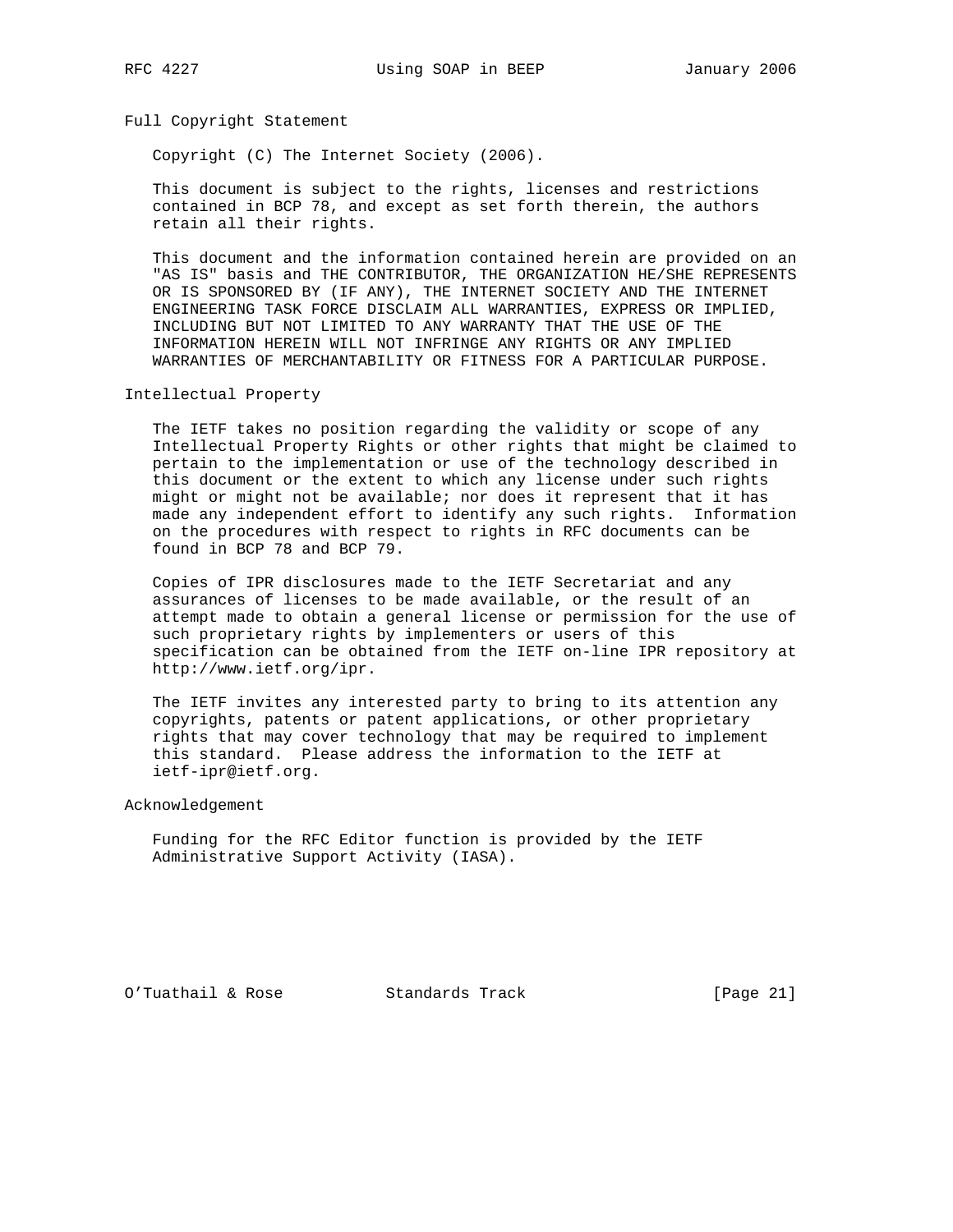## Full Copyright Statement

Copyright (C) The Internet Society (2006).

This document is subject to the rights, licenses and restrictions contained in BCP 78, and except as set forth therein, the authors retain all their rights.

This document and the information contained herein are provided on an "AS IS" basis and THE CONTRIBUTOR, THE ORGANIZATION HE/SHE REPRESENTS OR IS SPONSORED BY (IF ANY), THE INTERNET SOCIETY AND THE INTERNET ENGINEERING TASK FORCE DISCLAIM ALL WARRANTIES, EXPRESS OR IMPLIED, INCLUDING BUT NOT LIMITED TO ANY WARRANTY THAT THE USE OF THE INFORMATION HEREIN WILL NOT INFRINGE ANY RIGHTS OR ANY IMPLIED WARRANTIES OF MERCHANTABILITY OR FITNESS FOR A PARTICULAR PURPOSE.

## Intellectual Property

The IETF takes no position regarding the validity or scope of any Intellectual Property Rights or other rights that might be claimed to pertain to the implementation or use of the technology described in this document or the extent to which any license under such rights might or might not be available; nor does it represent that it has made any independent effort to identify any such rights. Information on the procedures with respect to rights in RFC documents can be found in BCP 78 and BCP 79.

Copies of IPR disclosures made to the IETF Secretariat and any assurances of licenses to be made available, or the result of an attempt made to obtain a general license or permission for the use of such proprietary rights by implementers or users of this specification can be obtained from the IETF on-line IPR repository at http://www.ietf.org/ipr.

The IETF invites any interested party to bring to its attention any copyrights, patents or patent applications, or other proprietary rights that may cover technology that may be required to implement this standard. Please address the information to the IETF at ietf-ipr@ietf.org.

## Acknowledgement

Funding for the RFC Editor function is provided by the IETF Administrative Support Activity (IASA).